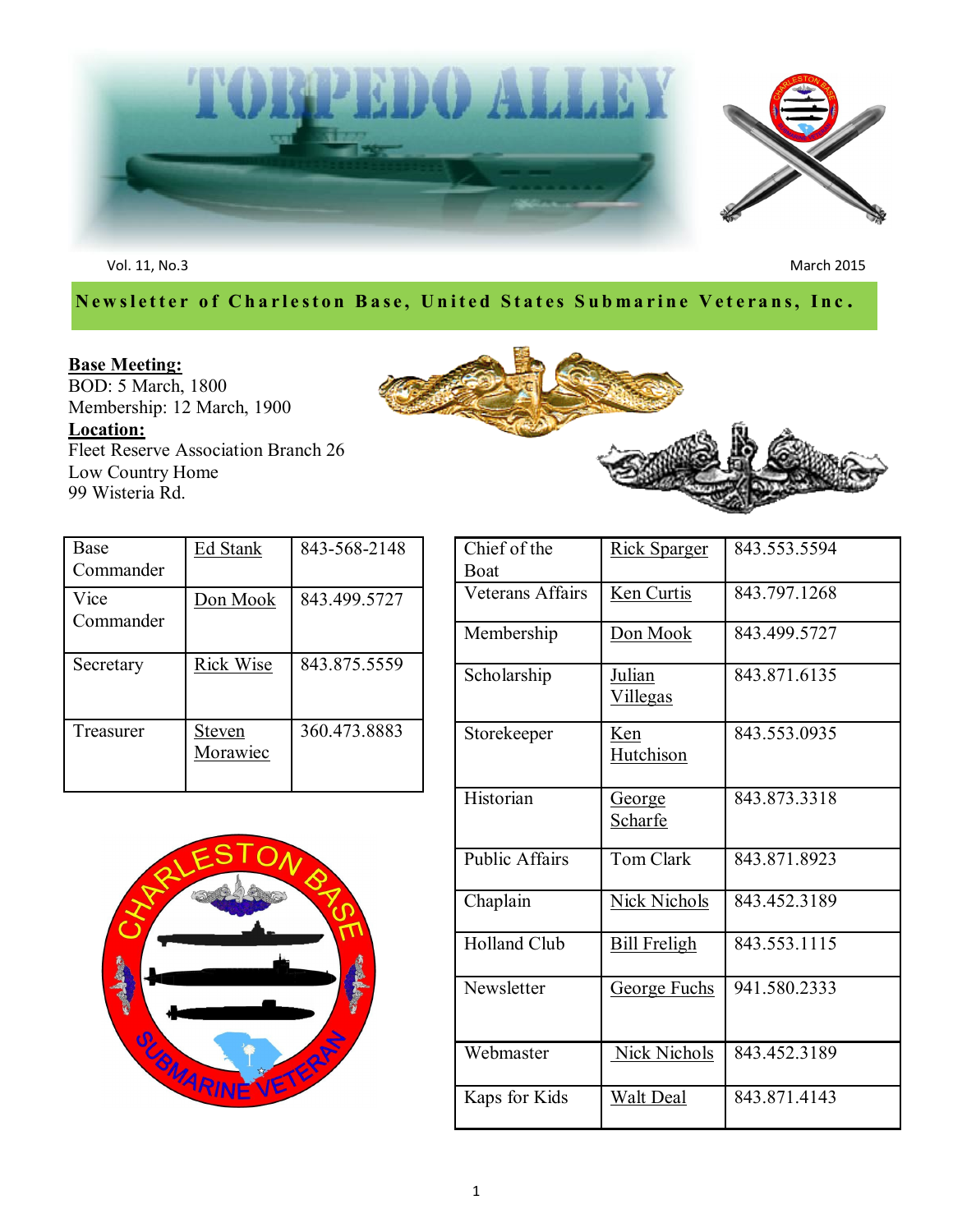# TORPEDO ALLEY

Vol. 11, No.3

March 2015

**Newsletter of Charleston Base, United States Submarine Veterans, Inc.**

**Base Meeting:**
BOD: 5 March, 1800
Membership: 12 March, 1900

**Location:**
Fleet Reserve Association Branch 26
Low Country Home
99 Wisteria Rd.

| | | |
|---|---|---|
| Base Commander | Ed Stank | 843-568-2148 |
| Vice Commander | Don Mook | 843.499.5727 |
| Secretary | Rick Wise | 843.875.5559 |
| Treasurer | Steven Morawiec | 360.473.8883 |

| | | |
|---|---|---|
| Chief of the Boat | Rick Sparger | 843.553.5594 |
| Veterans Affairs | Ken Curtis | 843.797.1268 |
| Membership | Don Mook | 843.499.5727 |
| Scholarship | Julian Villegas | 843.871.6135 |
| Storekeeper | Ken Hutchison | 843.553.0935 |
| Historian | George Scharfe | 843.873.3318 |
| Public Affairs | Tom Clark | 843.871.8923 |
| Chaplain | Nick Nichols | 843.452.3189 |
| Holland Club | Bill Freligh | 843.553.1115 |
| Newsletter | George Fuchs | 941.580.2333 |
| Webmaster | Nick Nichols | 843.452.3189 |
| Kaps for Kids | Walt Deal | 843.871.4143 |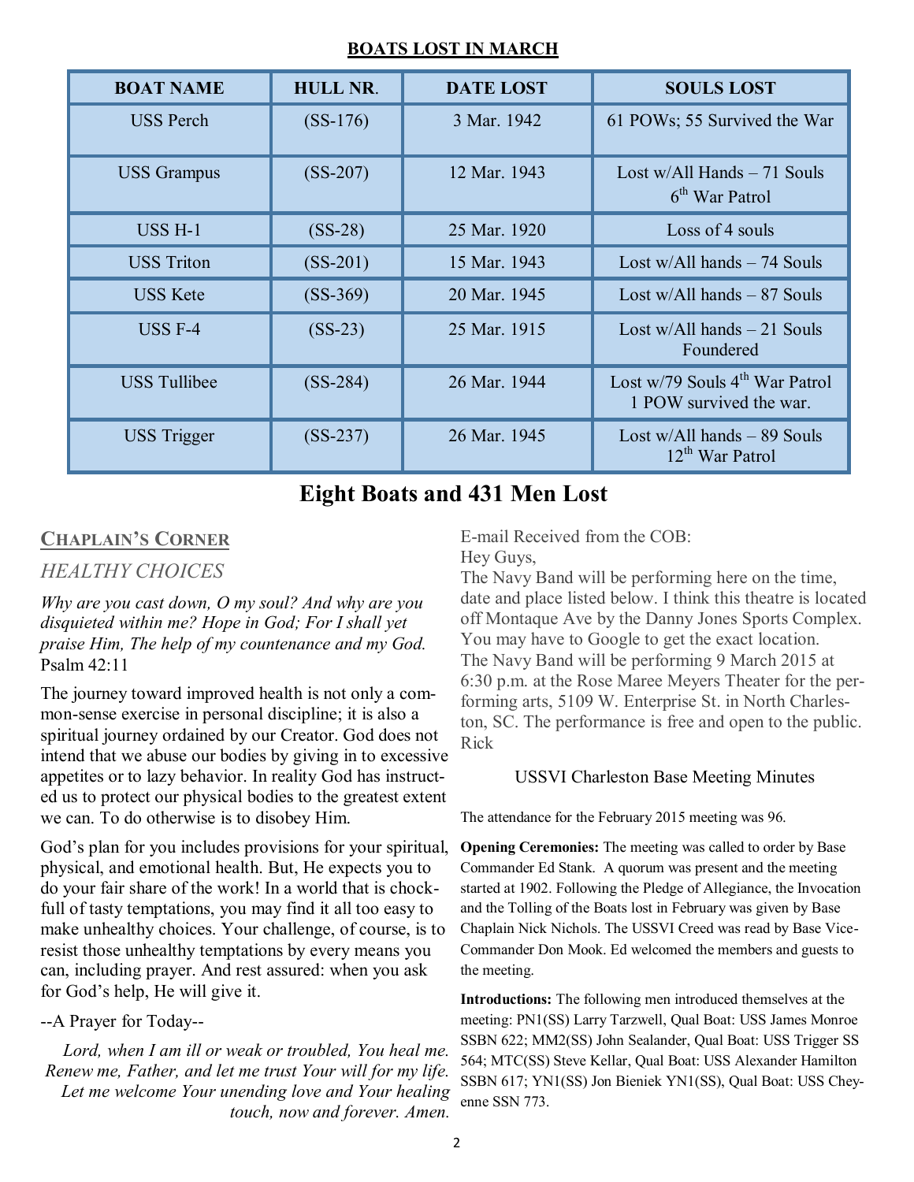## BOATS LOST IN MARCH

| BOAT NAME | HULL NR. | DATE LOST | SOULS LOST |
|---|---|---|---|
| USS Perch | (SS-176) | 3 Mar. 1942 | 61 POWs; 55 Survived the War |
| USS Grampus | (SS-207) | 12 Mar. 1943 | Lost w/All Hands – 71 Souls 6th War Patrol |
| USS H-1 | (SS-28) | 25 Mar. 1920 | Loss of 4 souls |
| USS Triton | (SS-201) | 15 Mar. 1943 | Lost w/All hands – 74 Souls |
| USS Kete | (SS-369) | 20 Mar. 1945 | Lost w/All hands – 87 Souls |
| USS F-4 | (SS-23) | 25 Mar. 1915 | Lost w/All hands – 21 Souls Foundered |
| USS Tullibee | (SS-284) | 26 Mar. 1944 | Lost w/79 Souls 4th War Patrol 1 POW survived the war. |
| USS Trigger | (SS-237) | 26 Mar. 1945 | Lost w/All hands – 89 Souls 12th War Patrol |

## Eight Boats and 431 Men Lost

## CHAPLAIN'S CORNER

### *HEALTHY CHOICES*

*Why are you cast down, O my soul? And why are you disquieted within me? Hope in God; For I shall yet praise Him, The help of my countenance and my God.* Psalm 42:11

The journey toward improved health is not only a common-sense exercise in personal discipline; it is also a spiritual journey ordained by our Creator. God does not intend that we abuse our bodies by giving in to excessive appetites or to lazy behavior. In reality God has instructed us to protect our physical bodies to the greatest extent we can. To do otherwise is to disobey Him.

God's plan for you includes provisions for your spiritual, physical, and emotional health. But, He expects you to do your fair share of the work! In a world that is chock-full of tasty temptations, you may find it all too easy to make unhealthy choices. Your challenge, of course, is to resist those unhealthy temptations by every means you can, including prayer. And rest assured: when you ask for God's help, He will give it.

--A Prayer for Today--

*Lord, when I am ill or weak or troubled, You heal me. Renew me, Father, and let me trust Your will for my life. Let me welcome Your unending love and Your healing touch, now and forever. Amen.*

E-mail Received from the COB:

Hey Guys,

The Navy Band will be performing here on the time, date and place listed below. I think this theatre is located off Montaque Ave by the Danny Jones Sports Complex. You may have to Google to get the exact location.

The Navy Band will be performing 9 March 2015 at 6:30 p.m. at the Rose Maree Meyers Theater for the performing arts, 5109 W. Enterprise St. in North Charleston, SC. The performance is free and open to the public.

Rick

### USSVI Charleston Base Meeting Minutes

The attendance for the February 2015 meeting was 96.

**Opening Ceremonies:** The meeting was called to order by Base Commander Ed Stank. A quorum was present and the meeting started at 1902. Following the Pledge of Allegiance, the Invocation and the Tolling of the Boats lost in February was given by Base Chaplain Nick Nichols. The USSVI Creed was read by Base Vice-Commander Don Mook. Ed welcomed the members and guests to the meeting.

**Introductions:** The following men introduced themselves at the meeting: PN1(SS) Larry Tarzwell, Qual Boat: USS James Monroe SSBN 622; MM2(SS) John Sealander, Qual Boat: USS Trigger SS 564; MTC(SS) Steve Kellar, Qual Boat: USS Alexander Hamilton SSBN 617; YN1(SS) Jon Bieniek YN1(SS), Qual Boat: USS Cheyenne SSN 773.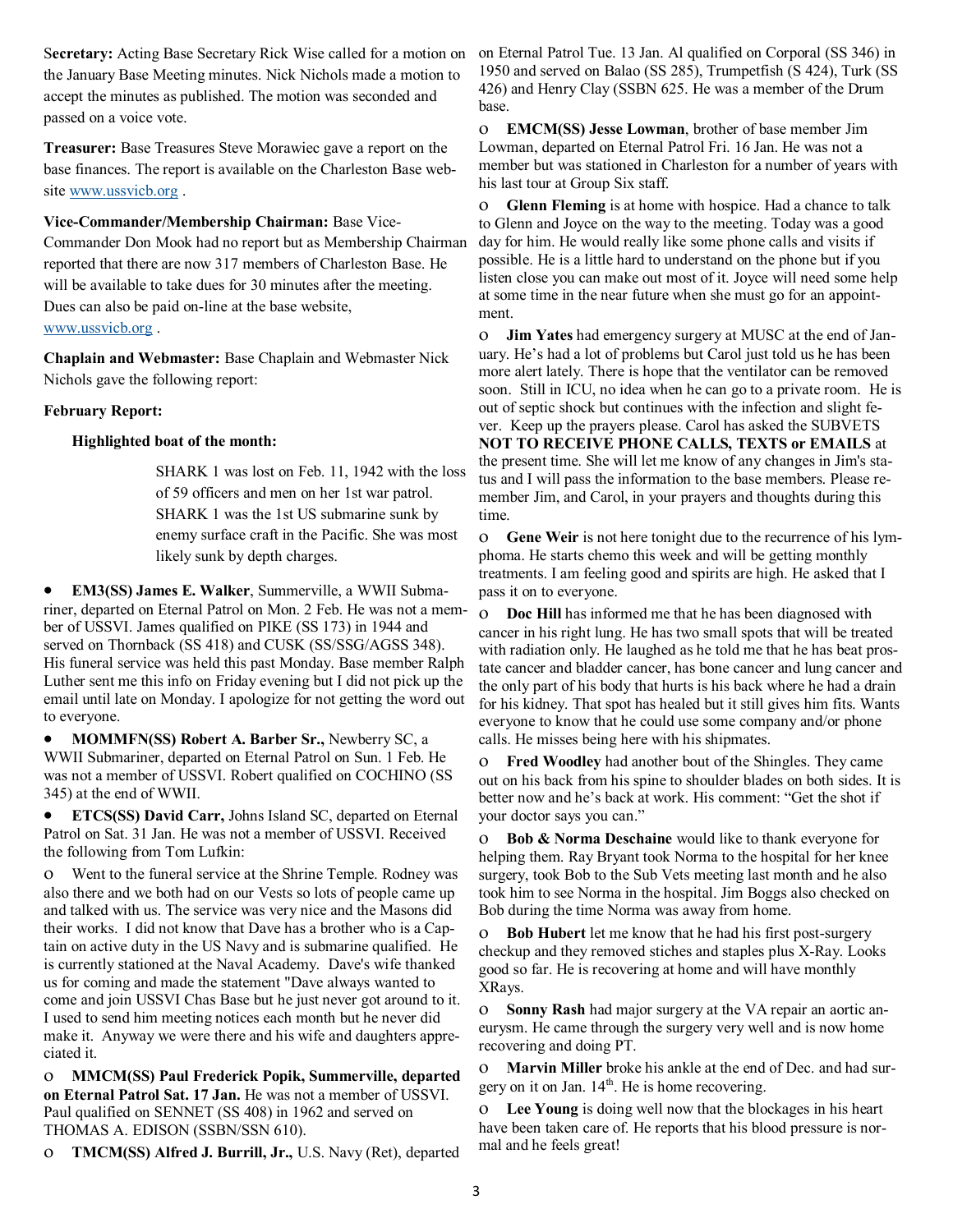**Secretary:** Acting Base Secretary Rick Wise called for a motion on the January Base Meeting minutes. Nick Nichols made a motion to accept the minutes as published. The motion was seconded and passed on a voice vote.

**Treasurer:** Base Treasures Steve Morawiec gave a report on the base finances. The report is available on the Charleston Base website www.ussvicb.org .

**Vice-Commander/Membership Chairman:** Base Vice-Commander Don Mook had no report but as Membership Chairman reported that there are now 317 members of Charleston Base. He will be available to take dues for 30 minutes after the meeting. Dues can also be paid on-line at the base website, www.ussvicb.org .

**Chaplain and Webmaster:** Base Chaplain and Webmaster Nick Nichols gave the following report:

**February Report:**

**Highlighted boat of the month:**

SHARK 1 was lost on Feb. 11, 1942 with the loss of 59 officers and men on her 1st war patrol. SHARK 1 was the 1st US submarine sunk by enemy surface craft in the Pacific. She was most likely sunk by depth charges.

- **EM3(SS) James E. Walker**, Summerville, a WWII Submariner, departed on Eternal Patrol on Mon. 2 Feb. He was not a member of USSVI. James qualified on PIKE (SS 173) in 1944 and served on Thornback (SS 418) and CUSK (SS/SSG/AGSS 348). His funeral service was held this past Monday. Base member Ralph Luther sent me this info on Friday evening but I did not pick up the email until late on Monday. I apologize for not getting the word out to everyone.
- **MOMMFN(SS) Robert A. Barber Sr.,** Newberry SC, a WWII Submariner, departed on Eternal Patrol on Sun. 1 Feb. He was not a member of USSVI. Robert qualified on COCHINO (SS 345) at the end of WWII.
- **ETCS(SS) David Carr,** Johns Island SC, departed on Eternal Patrol on Sat. 31 Jan. He was not a member of USSVI. Received the following from Tom Lufkin:
  - Went to the funeral service at the Shrine Temple. Rodney was also there and we both had on our Vests so lots of people came up and talked with us. The service was very nice and the Masons did their works. I did not know that Dave has a brother who is a Captain on active duty in the US Navy and is submarine qualified. He is currently stationed at the Naval Academy. Dave's wife thanked us for coming and made the statement "Dave always wanted to come and join USSVI Chas Base but he just never got around to it. I used to send him meeting notices each month but he never did make it. Anyway we were there and his wife and daughters appreciated it.
  - **MMCM(SS) Paul Frederick Popik, Summerville, departed on Eternal Patrol Sat. 17 Jan.** He was not a member of USSVI. Paul qualified on SENNET (SS 408) in 1962 and served on THOMAS A. EDISON (SSBN/SSN 610).
  - **TMCM(SS) Alfred J. Burrill, Jr.,** U.S. Navy (Ret), departed on Eternal Patrol Tue. 13 Jan. Al qualified on Corporal (SS 346) in 1950 and served on Balao (SS 285), Trumpetfish (S 424), Turk (SS 426) and Henry Clay (SSBN 625. He was a member of the Drum base.
  - **EMCM(SS) Jesse Lowman**, brother of base member Jim Lowman, departed on Eternal Patrol Fri. 16 Jan. He was not a member but was stationed in Charleston for a number of years with his last tour at Group Six staff.
  - **Glenn Fleming** is at home with hospice. Had a chance to talk to Glenn and Joyce on the way to the meeting. Today was a good day for him. He would really like some phone calls and visits if possible. He is a little hard to understand on the phone but if you listen close you can make out most of it. Joyce will need some help at some time in the near future when she must go for an appointment.
  - **Jim Yates** had emergency surgery at MUSC at the end of January. He's had a lot of problems but Carol just told us he has been more alert lately. There is hope that the ventilator can be removed soon. Still in ICU, no idea when he can go to a private room. He is out of septic shock but continues with the infection and slight fever. Keep up the prayers please. Carol has asked the SUBVETS **NOT TO RECEIVE PHONE CALLS, TEXTS or EMAILS** at the present time. She will let me know of any changes in Jim's status and I will pass the information to the base members. Please remember Jim, and Carol, in your prayers and thoughts during this time.
  - **Gene Weir** is not here tonight due to the recurrence of his lymphoma. He starts chemo this week and will be getting monthly treatments. I am feeling good and spirits are high. He asked that I pass it on to everyone.
  - **Doc Hill** has informed me that he has been diagnosed with cancer in his right lung. He has two small spots that will be treated with radiation only. He laughed as he told me that he has beat prostate cancer and bladder cancer, has bone cancer and lung cancer and the only part of his body that hurts is his back where he had a drain for his kidney. That spot has healed but it still gives him fits. Wants everyone to know that he could use some company and/or phone calls. He misses being here with his shipmates.
  - **Fred Woodley** had another bout of the Shingles. They came out on his back from his spine to shoulder blades on both sides. It is better now and he's back at work. His comment: "Get the shot if your doctor says you can."
  - **Bob & Norma Deschaine** would like to thank everyone for helping them. Ray Bryant took Norma to the hospital for her knee surgery, took Bob to the Sub Vets meeting last month and he also took him to see Norma in the hospital. Jim Boggs also checked on Bob during the time Norma was away from home.
  - **Bob Hubert** let me know that he had his first post-surgery checkup and they removed stiches and staples plus X-Ray. Looks good so far. He is recovering at home and will have monthly XRays.
  - **Sonny Rash** had major surgery at the VA repair an aortic aneurysm. He came through the surgery very well and is now home recovering and doing PT.
  - **Marvin Miller** broke his ankle at the end of Dec. and had surgery on it on Jan. 14th. He is home recovering.
  - **Lee Young** is doing well now that the blockages in his heart have been taken care of. He reports that his blood pressure is normal and he feels great!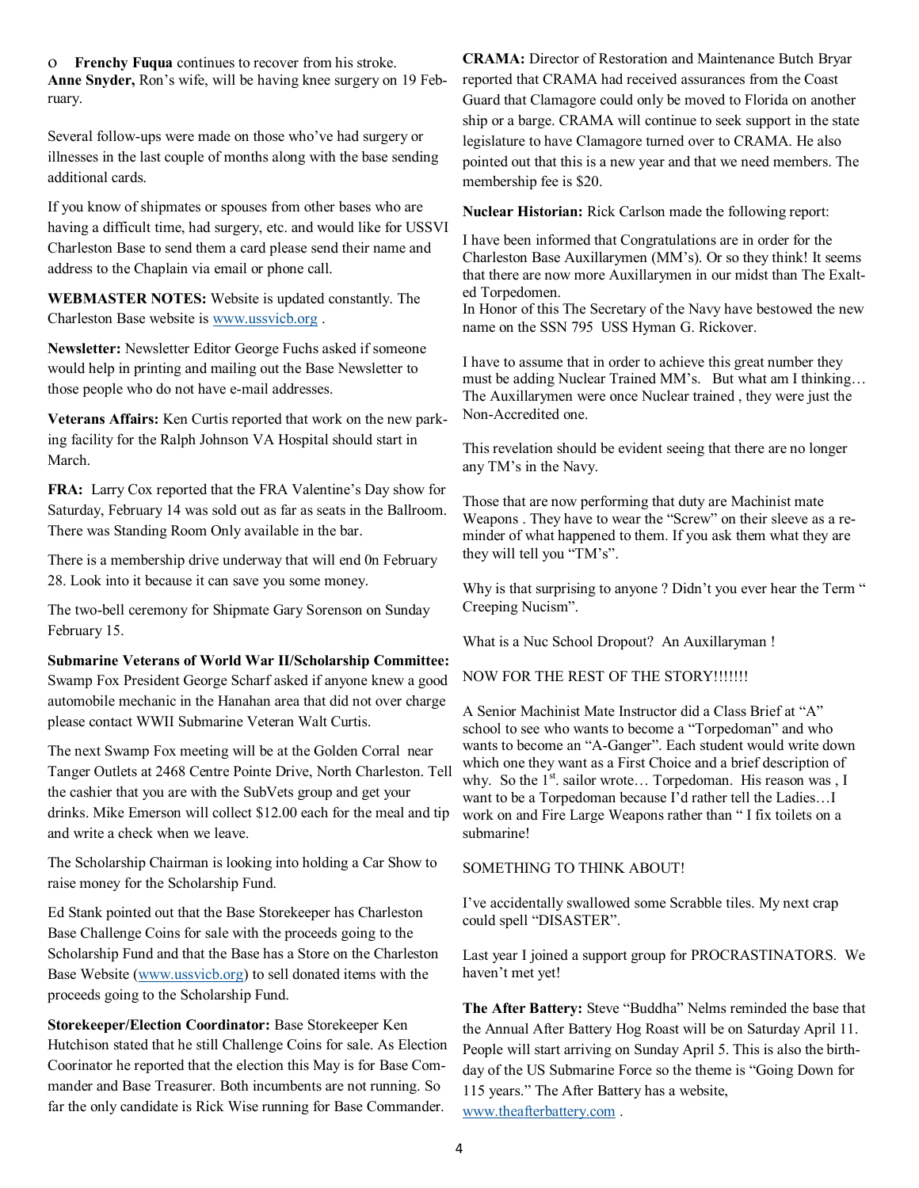o **Frenchy Fuqua** continues to recover from his stroke. **Anne Snyder,** Ron's wife, will be having knee surgery on 19 February.

Several follow-ups were made on those who've had surgery or illnesses in the last couple of months along with the base sending additional cards.

If you know of shipmates or spouses from other bases who are having a difficult time, had surgery, etc. and would like for USSVI Charleston Base to send them a card please send their name and address to the Chaplain via email or phone call.

**WEBMASTER NOTES:** Website is updated constantly. The Charleston Base website is www.ussvicb.org .

**Newsletter:** Newsletter Editor George Fuchs asked if someone would help in printing and mailing out the Base Newsletter to those people who do not have e-mail addresses.

**Veterans Affairs:** Ken Curtis reported that work on the new parking facility for the Ralph Johnson VA Hospital should start in March.

**FRA:** Larry Cox reported that the FRA Valentine's Day show for Saturday, February 14 was sold out as far as seats in the Ballroom. There was Standing Room Only available in the bar.

There is a membership drive underway that will end 0n February 28. Look into it because it can save you some money.

The two-bell ceremony for Shipmate Gary Sorenson on Sunday February 15.

**Submarine Veterans of World War II/Scholarship Committee:** Swamp Fox President George Scharf asked if anyone knew a good automobile mechanic in the Hanahan area that did not over charge please contact WWII Submarine Veteran Walt Curtis.

The next Swamp Fox meeting will be at the Golden Corral near Tanger Outlets at 2468 Centre Pointe Drive, North Charleston. Tell the cashier that you are with the SubVets group and get your drinks. Mike Emerson will collect $12.00 each for the meal and tip and write a check when we leave.

The Scholarship Chairman is looking into holding a Car Show to raise money for the Scholarship Fund.

Ed Stank pointed out that the Base Storekeeper has Charleston Base Challenge Coins for sale with the proceeds going to the Scholarship Fund and that the Base has a Store on the Charleston Base Website (www.ussvicb.org) to sell donated items with the proceeds going to the Scholarship Fund.

**Storekeeper/Election Coordinator:** Base Storekeeper Ken Hutchison stated that he still Challenge Coins for sale. As Election Coorinator he reported that the election this May is for Base Commander and Base Treasurer. Both incumbents are not running. So far the only candidate is Rick Wise running for Base Commander.

**CRAMA:** Director of Restoration and Maintenance Butch Bryar reported that CRAMA had received assurances from the Coast Guard that Clamagore could only be moved to Florida on another ship or a barge. CRAMA will continue to seek support in the state legislature to have Clamagore turned over to CRAMA. He also pointed out that this is a new year and that we need members. The membership fee is $20.

**Nuclear Historian:** Rick Carlson made the following report:

I have been informed that Congratulations are in order for the Charleston Base Auxillarymen (MM's). Or so they think! It seems that there are now more Auxillarymen in our midst than The Exalted Torpedomen.
In Honor of this The Secretary of the Navy have bestowed the new name on the SSN 795 USS Hyman G. Rickover.

I have to assume that in order to achieve this great number they must be adding Nuclear Trained MM's. But what am I thinking… The Auxillarymen were once Nuclear trained , they were just the Non-Accredited one.

This revelation should be evident seeing that there are no longer any TM's in the Navy.

Those that are now performing that duty are Machinist mate Weapons . They have to wear the "Screw" on their sleeve as a reminder of what happened to them. If you ask them what they are they will tell you "TM's".

Why is that surprising to anyone ? Didn't you ever hear the Term " Creeping Nucism".

What is a Nuc School Dropout? An Auxillaryman !

NOW FOR THE REST OF THE STORY!!!!!!!

A Senior Machinist Mate Instructor did a Class Brief at "A" school to see who wants to become a "Torpedoman" and who wants to become an "A-Ganger". Each student would write down which one they want as a First Choice and a brief description of why. So the 1st. sailor wrote… Torpedoman. His reason was , I want to be a Torpedoman because I'd rather tell the Ladies…I work on and Fire Large Weapons rather than " I fix toilets on a submarine!

SOMETHING TO THINK ABOUT!

I've accidentally swallowed some Scrabble tiles. My next crap could spell "DISASTER".

Last year I joined a support group for PROCRASTINATORS. We haven't met yet!

**The After Battery:** Steve "Buddha" Nelms reminded the base that the Annual After Battery Hog Roast will be on Saturday April 11. People will start arriving on Sunday April 5. This is also the birthday of the US Submarine Force so the theme is "Going Down for 115 years." The After Battery has a website, www.theafterbattery.com .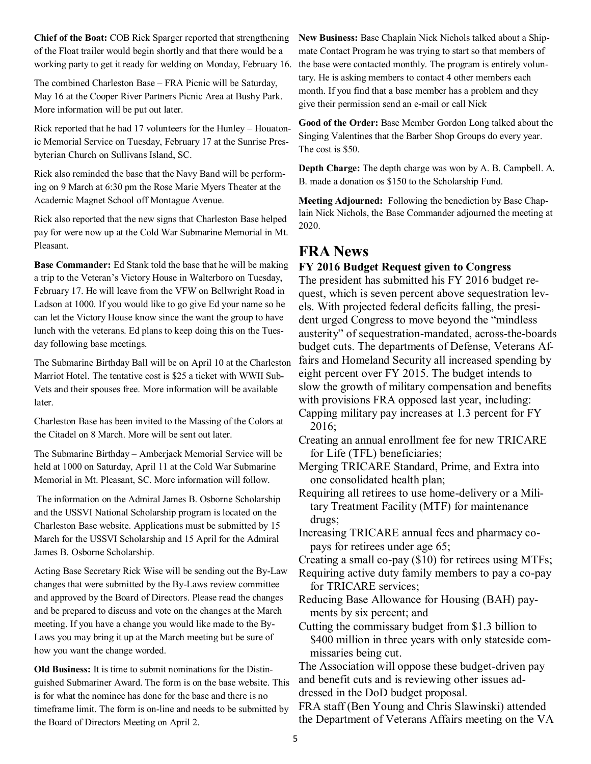**Chief of the Boat:** COB Rick Sparger reported that strengthening of the Float trailer would begin shortly and that there would be a working party to get it ready for welding on Monday, February 16.

The combined Charleston Base – FRA Picnic will be Saturday, May 16 at the Cooper River Partners Picnic Area at Bushy Park. More information will be put out later.

Rick reported that he had 17 volunteers for the Hunley – Houatonic Memorial Service on Tuesday, February 17 at the Sunrise Presbyterian Church on Sullivans Island, SC.

Rick also reminded the base that the Navy Band will be performing on 9 March at 6:30 pm the Rose Marie Myers Theater at the Academic Magnet School off Montague Avenue.

Rick also reported that the new signs that Charleston Base helped pay for were now up at the Cold War Submarine Memorial in Mt. Pleasant.

**Base Commander:** Ed Stank told the base that he will be making a trip to the Veteran's Victory House in Walterboro on Tuesday, February 17. He will leave from the VFW on Bellwright Road in Ladson at 1000. If you would like to go give Ed your name so he can let the Victory House know since the want the group to have lunch with the veterans. Ed plans to keep doing this on the Tuesday following base meetings.

The Submarine Birthday Ball will be on April 10 at the Charleston Marriot Hotel. The tentative cost is $25 a ticket with WWII SubVets and their spouses free. More information will be available later.

Charleston Base has been invited to the Massing of the Colors at the Citadel on 8 March. More will be sent out later.

The Submarine Birthday – Amberjack Memorial Service will be held at 1000 on Saturday, April 11 at the Cold War Submarine Memorial in Mt. Pleasant, SC. More information will follow.

The information on the Admiral James B. Osborne Scholarship and the USSVI National Scholarship program is located on the Charleston Base website. Applications must be submitted by 15 March for the USSVI Scholarship and 15 April for the Admiral James B. Osborne Scholarship.

Acting Base Secretary Rick Wise will be sending out the By-Law changes that were submitted by the By-Laws review committee and approved by the Board of Directors. Please read the changes and be prepared to discuss and vote on the changes at the March meeting. If you have a change you would like made to the By-Laws you may bring it up at the March meeting but be sure of how you want the change worded.

**Old Business:** It is time to submit nominations for the Distinguished Submariner Award. The form is on the base website. This is for what the nominee has done for the base and there is no timeframe limit. The form is on-line and needs to be submitted by the Board of Directors Meeting on April 2.

**New Business:** Base Chaplain Nick Nichols talked about a Shipmate Contact Program he was trying to start so that members of the base were contacted monthly. The program is entirely voluntary. He is asking members to contact 4 other members each month. If you find that a base member has a problem and they give their permission send an e-mail or call Nick

**Good of the Order:** Base Member Gordon Long talked about the Singing Valentines that the Barber Shop Groups do every year. The cost is $50.

**Depth Charge:** The depth charge was won by A. B. Campbell. A. B. made a donation os $150 to the Scholarship Fund.

**Meeting Adjourned:** Following the benediction by Base Chaplain Nick Nichols, the Base Commander adjourned the meeting at 2020.

# FRA News

### FY 2016 Budget Request given to Congress

The president has submitted his FY 2016 budget request, which is seven percent above sequestration levels. With projected federal deficits falling, the president urged Congress to move beyond the "mindless austerity" of sequestration-mandated, across-the-boards budget cuts. The departments of Defense, Veterans Affairs and Homeland Security all increased spending by eight percent over FY 2015. The budget intends to slow the growth of military compensation and benefits with provisions FRA opposed last year, including:

- Capping military pay increases at 1.3 percent for FY 2016;
- Creating an annual enrollment fee for new TRICARE for Life (TFL) beneficiaries;
- Merging TRICARE Standard, Prime, and Extra into one consolidated health plan;
- Requiring all retirees to use home-delivery or a Military Treatment Facility (MTF) for maintenance drugs;
- Increasing TRICARE annual fees and pharmacy co-pays for retirees under age 65;
- Creating a small co-pay ($10) for retirees using MTFs;
- Requiring active duty family members to pay a co-pay for TRICARE services;
- Reducing Base Allowance for Housing (BAH) payments by six percent; and
- Cutting the commissary budget from $1.3 billion to $400 million in three years with only stateside commissaries being cut.

The Association will oppose these budget-driven pay and benefit cuts and is reviewing other issues addressed in the DoD budget proposal.

FRA staff (Ben Young and Chris Slawinski) attended the Department of Veterans Affairs meeting on the VA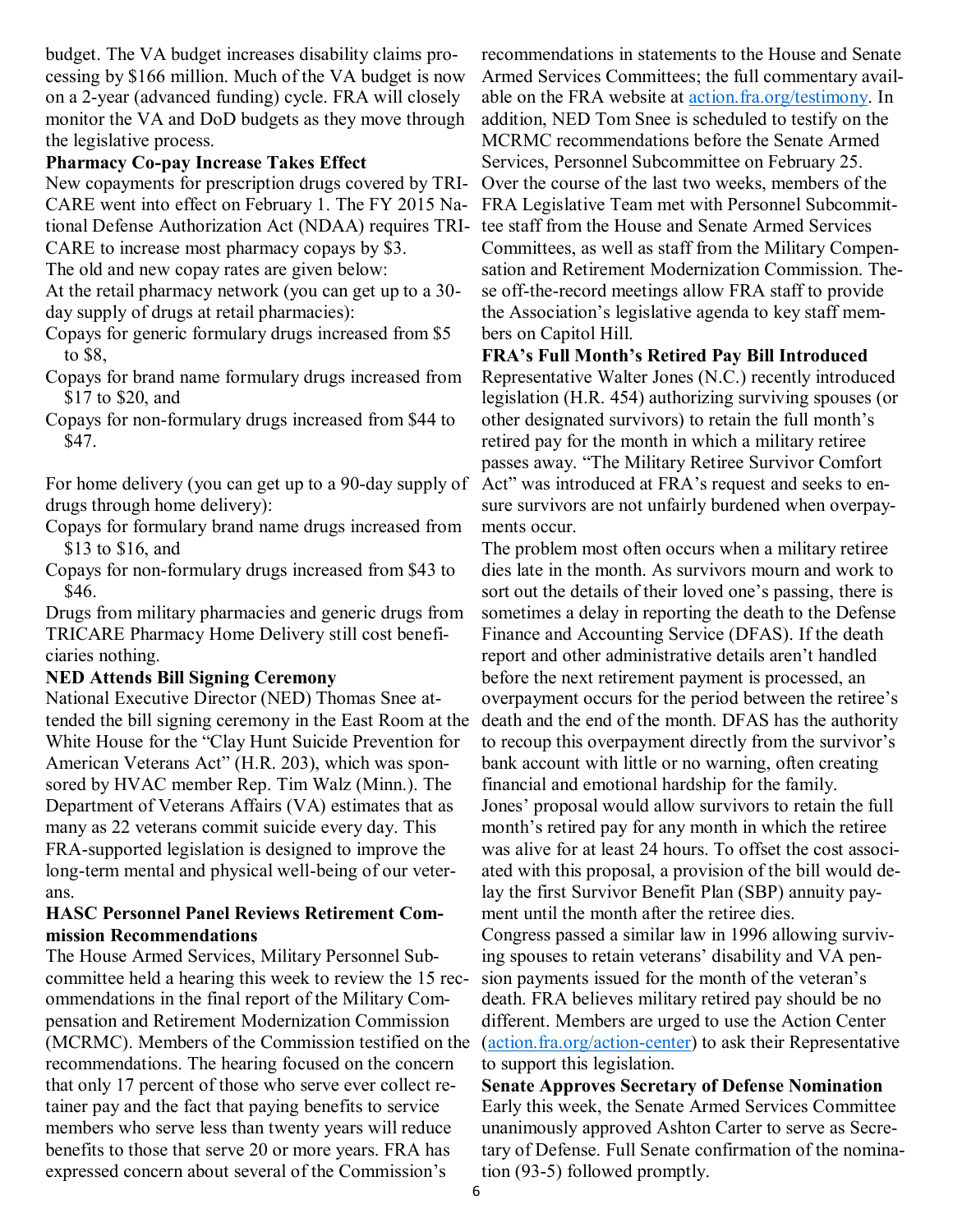budget. The VA budget increases disability claims processing by $166 million. Much of the VA budget is now on a 2-year (advanced funding) cycle. FRA will closely monitor the VA and DoD budgets as they move through the legislative process.

**Pharmacy Co-pay Increase Takes Effect**

New copayments for prescription drugs covered by TRICARE went into effect on February 1. The FY 2015 National Defense Authorization Act (NDAA) requires TRICARE to increase most pharmacy copays by $3.

The old and new copay rates are given below:

At the retail pharmacy network (you can get up to a 30-day supply of drugs at retail pharmacies):

- Copays for generic formulary drugs increased from $5 to $8,
- Copays for brand name formulary drugs increased from $17 to $20, and
- Copays for non-formulary drugs increased from $44 to $47.

For home delivery (you can get up to a 90-day supply of drugs through home delivery):

- Copays for formulary brand name drugs increased from $13 to $16, and
- Copays for non-formulary drugs increased from $43 to $46.

Drugs from military pharmacies and generic drugs from TRICARE Pharmacy Home Delivery still cost beneficiaries nothing.

**NED Attends Bill Signing Ceremony**

National Executive Director (NED) Thomas Snee attended the bill signing ceremony in the East Room at the White House for the "Clay Hunt Suicide Prevention for American Veterans Act" (H.R. 203), which was sponsored by HVAC member Rep. Tim Walz (Minn.). The Department of Veterans Affairs (VA) estimates that as many as 22 veterans commit suicide every day. This FRA-supported legislation is designed to improve the long-term mental and physical well-being of our veterans.

**HASC Personnel Panel Reviews Retirement Commission Recommendations**

The House Armed Services, Military Personnel Subcommittee held a hearing this week to review the 15 recommendations in the final report of the Military Compensation and Retirement Modernization Commission (MCRMC). Members of the Commission testified on the recommendations. The hearing focused on the concern that only 17 percent of those who serve ever collect retainer pay and the fact that paying benefits to service members who serve less than twenty years will reduce benefits to those that serve 20 or more years. FRA has expressed concern about several of the Commission's recommendations in statements to the House and Senate Armed Services Committees; the full commentary available on the FRA website at [action.fra.org/testimony](action.fra.org/testimony). In addition, NED Tom Snee is scheduled to testify on the MCRMC recommendations before the Senate Armed Services, Personnel Subcommittee on February 25.

Over the course of the last two weeks, members of the FRA Legislative Team met with Personnel Subcommittee staff from the House and Senate Armed Services Committees, as well as staff from the Military Compensation and Retirement Modernization Commission. These off-the-record meetings allow FRA staff to provide the Association's legislative agenda to key staff members on Capitol Hill.

**FRA's Full Month's Retired Pay Bill Introduced**

Representative Walter Jones (N.C.) recently introduced legislation (H.R. 454) authorizing surviving spouses (or other designated survivors) to retain the full month's retired pay for the month in which a military retiree passes away. "The Military Retiree Survivor Comfort Act" was introduced at FRA's request and seeks to ensure survivors are not unfairly burdened when overpayments occur.

The problem most often occurs when a military retiree dies late in the month. As survivors mourn and work to sort out the details of their loved one's passing, there is sometimes a delay in reporting the death to the Defense Finance and Accounting Service (DFAS). If the death report and other administrative details aren't handled before the next retirement payment is processed, an overpayment occurs for the period between the retiree's death and the end of the month. DFAS has the authority to recoup this overpayment directly from the survivor's bank account with little or no warning, often creating financial and emotional hardship for the family.

Jones' proposal would allow survivors to retain the full month's retired pay for any month in which the retiree was alive for at least 24 hours. To offset the cost associated with this proposal, a provision of the bill would delay the first Survivor Benefit Plan (SBP) annuity payment until the month after the retiree dies.

Congress passed a similar law in 1996 allowing surviving spouses to retain veterans' disability and VA pension payments issued for the month of the veteran's death. FRA believes military retired pay should be no different. Members are urged to use the Action Center ([action.fra.org/action-center](action.fra.org/action-center)) to ask their Representative to support this legislation.

**Senate Approves Secretary of Defense Nomination**

Early this week, the Senate Armed Services Committee unanimously approved Ashton Carter to serve as Secretary of Defense. Full Senate confirmation of the nomination (93-5) followed promptly.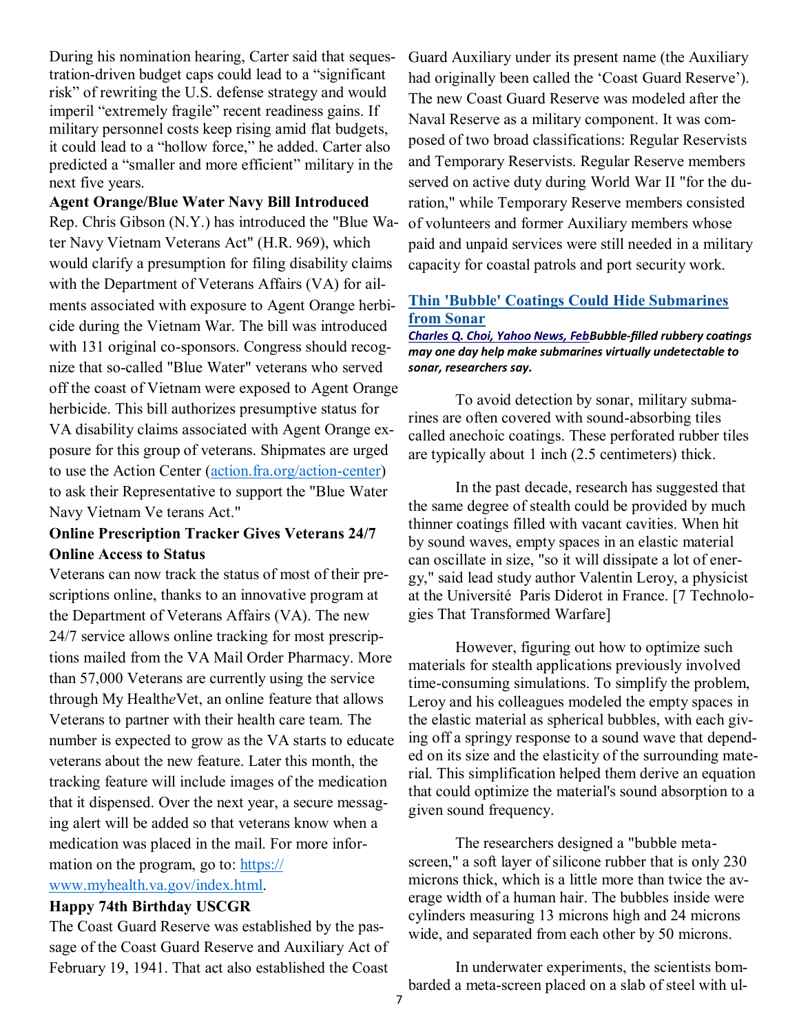During his nomination hearing, Carter said that sequestration-driven budget caps could lead to a "significant risk" of rewriting the U.S. defense strategy and would imperil "extremely fragile" recent readiness gains. If military personnel costs keep rising amid flat budgets, it could lead to a "hollow force," he added. Carter also predicted a "smaller and more efficient" military in the next five years.

**Agent Orange/Blue Water Navy Bill Introduced**

Rep. Chris Gibson (N.Y.) has introduced the "Blue Water Navy Vietnam Veterans Act" (H.R. 969), which would clarify a presumption for filing disability claims with the Department of Veterans Affairs (VA) for ailments associated with exposure to Agent Orange herbicide during the Vietnam War. The bill was introduced with 131 original co-sponsors. Congress should recognize that so-called "Blue Water" veterans who served off the coast of Vietnam were exposed to Agent Orange herbicide. This bill authorizes presumptive status for VA disability claims associated with Agent Orange exposure for this group of veterans. Shipmates are urged to use the Action Center (action.fra.org/action-center) to ask their Representative to support the "Blue Water Navy Vietnam Ve terans Act."

**Online Prescription Tracker Gives Veterans 24/7 Online Access to Status**

Veterans can now track the status of most of their prescriptions online, thanks to an innovative program at the Department of Veterans Affairs (VA). The new 24/7 service allows online tracking for most prescriptions mailed from the VA Mail Order Pharmacy. More than 57,000 Veterans are currently using the service through My Health*e*Vet, an online feature that allows Veterans to partner with their health care team. The number is expected to grow as the VA starts to educate veterans about the new feature. Later this month, the tracking feature will include images of the medication that it dispensed. Over the next year, a secure messaging alert will be added so that veterans know when a medication was placed in the mail. For more information on the program, go to: https://www.myhealth.va.gov/index.html.

**Happy 74th Birthday USCGR**

The Coast Guard Reserve was established by the passage of the Coast Guard Reserve and Auxiliary Act of February 19, 1941. That act also established the Coast Guard Auxiliary under its present name (the Auxiliary had originally been called the 'Coast Guard Reserve'). The new Coast Guard Reserve was modeled after the Naval Reserve as a military component. It was composed of two broad classifications: Regular Reservists and Temporary Reservists. Regular Reserve members served on active duty during World War II "for the duration," while Temporary Reserve members consisted of volunteers and former Auxiliary members whose paid and unpaid services were still needed in a military capacity for coastal patrols and port security work.

## Thin 'Bubble' Coatings Could Hide Submarines from Sonar

***Charles Q. Choi, Yahoo News, Feb*** ***Bubble-filled rubbery coatings may one day help make submarines virtually undetectable to sonar, researchers say.***

To avoid detection by sonar, military submarines are often covered with sound-absorbing tiles called anechoic coatings. These perforated rubber tiles are typically about 1 inch (2.5 centimeters) thick.

In the past decade, research has suggested that the same degree of stealth could be provided by much thinner coatings filled with vacant cavities. When hit by sound waves, empty spaces in an elastic material can oscillate in size, "so it will dissipate a lot of energy," said lead study author Valentin Leroy, a physicist at the Université Paris Diderot in France. [7 Technologies That Transformed Warfare]

However, figuring out how to optimize such materials for stealth applications previously involved time-consuming simulations. To simplify the problem, Leroy and his colleagues modeled the empty spaces in the elastic material as spherical bubbles, with each giving off a springy response to a sound wave that depended on its size and the elasticity of the surrounding material. This simplification helped them derive an equation that could optimize the material's sound absorption to a given sound frequency.

The researchers designed a "bubble meta-screen," a soft layer of silicone rubber that is only 230 microns thick, which is a little more than twice the average width of a human hair. The bubbles inside were cylinders measuring 13 microns high and 24 microns wide, and separated from each other by 50 microns.

In underwater experiments, the scientists bombarded a meta-screen placed on a slab of steel with ul-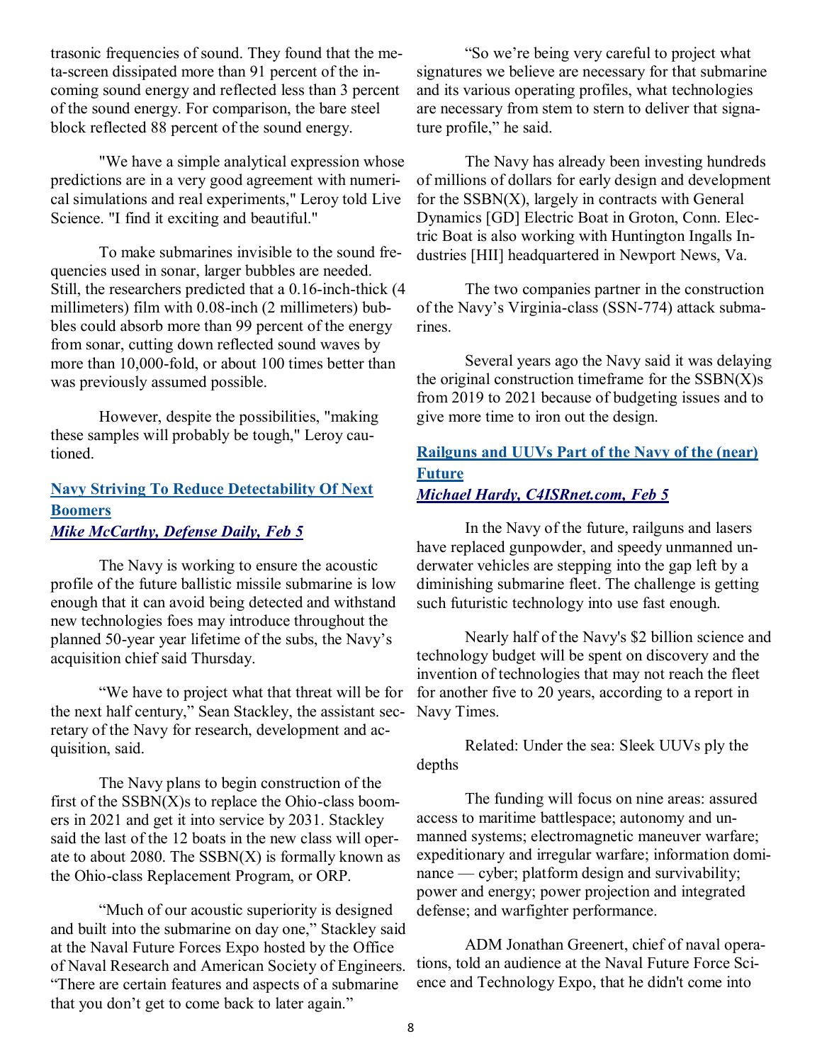trasonic frequencies of sound. They found that the meta-screen dissipated more than 91 percent of the incoming sound energy and reflected less than 3 percent of the sound energy. For comparison, the bare steel block reflected 88 percent of the sound energy.

"We have a simple analytical expression whose predictions are in a very good agreement with numerical simulations and real experiments," Leroy told Live Science. "I find it exciting and beautiful."

To make submarines invisible to the sound frequencies used in sonar, larger bubbles are needed. Still, the researchers predicted that a 0.16-inch-thick (4 millimeters) film with 0.08-inch (2 millimeters) bubbles could absorb more than 99 percent of the energy from sonar, cutting down reflected sound waves by more than 10,000-fold, or about 100 times better than was previously assumed possible.

However, despite the possibilities, "making these samples will probably be tough," Leroy cautioned.

## Navy Striving To Reduce Detectability Of Next Boomers

***Mike McCarthy, Defense Daily, Feb 5***

The Navy is working to ensure the acoustic profile of the future ballistic missile submarine is low enough that it can avoid being detected and withstand new technologies foes may introduce throughout the planned 50-year year lifetime of the subs, the Navy's acquisition chief said Thursday.

"We have to project what that threat will be for the next half century," Sean Stackley, the assistant secretary of the Navy for research, development and acquisition, said.

The Navy plans to begin construction of the first of the SSBN(X)s to replace the Ohio-class boomers in 2021 and get it into service by 2031. Stackley said the last of the 12 boats in the new class will operate to about 2080. The SSBN(X) is formally known as the Ohio-class Replacement Program, or ORP.

"Much of our acoustic superiority is designed and built into the submarine on day one," Stackley said at the Naval Future Forces Expo hosted by the Office of Naval Research and American Society of Engineers. "There are certain features and aspects of a submarine that you don't get to come back to later again."

"So we're being very careful to project what signatures we believe are necessary for that submarine and its various operating profiles, what technologies are necessary from stem to stern to deliver that signature profile," he said.

The Navy has already been investing hundreds of millions of dollars for early design and development for the SSBN(X), largely in contracts with General Dynamics [GD] Electric Boat in Groton, Conn. Electric Boat is also working with Huntington Ingalls Industries [HII] headquartered in Newport News, Va.

The two companies partner in the construction of the Navy's Virginia-class (SSN-774) attack submarines.

Several years ago the Navy said it was delaying the original construction timeframe for the SSBN(X)s from 2019 to 2021 because of budgeting issues and to give more time to iron out the design.

## Railguns and UUVs Part of the Navy of the (near) Future

***Michael Hardy, C4ISRnet.com, Feb 5***

In the Navy of the future, railguns and lasers have replaced gunpowder, and speedy unmanned underwater vehicles are stepping into the gap left by a diminishing submarine fleet. The challenge is getting such futuristic technology into use fast enough.

Nearly half of the Navy's $2 billion science and technology budget will be spent on discovery and the invention of technologies that may not reach the fleet for another five to 20 years, according to a report in Navy Times.

Related: Under the sea: Sleek UUVs ply the depths

The funding will focus on nine areas: assured access to maritime battlespace; autonomy and unmanned systems; electromagnetic maneuver warfare; expeditionary and irregular warfare; information dominance — cyber; platform design and survivability; power and energy; power projection and integrated defense; and warfighter performance.

ADM Jonathan Greenert, chief of naval operations, told an audience at the Naval Future Force Science and Technology Expo, that he didn't come into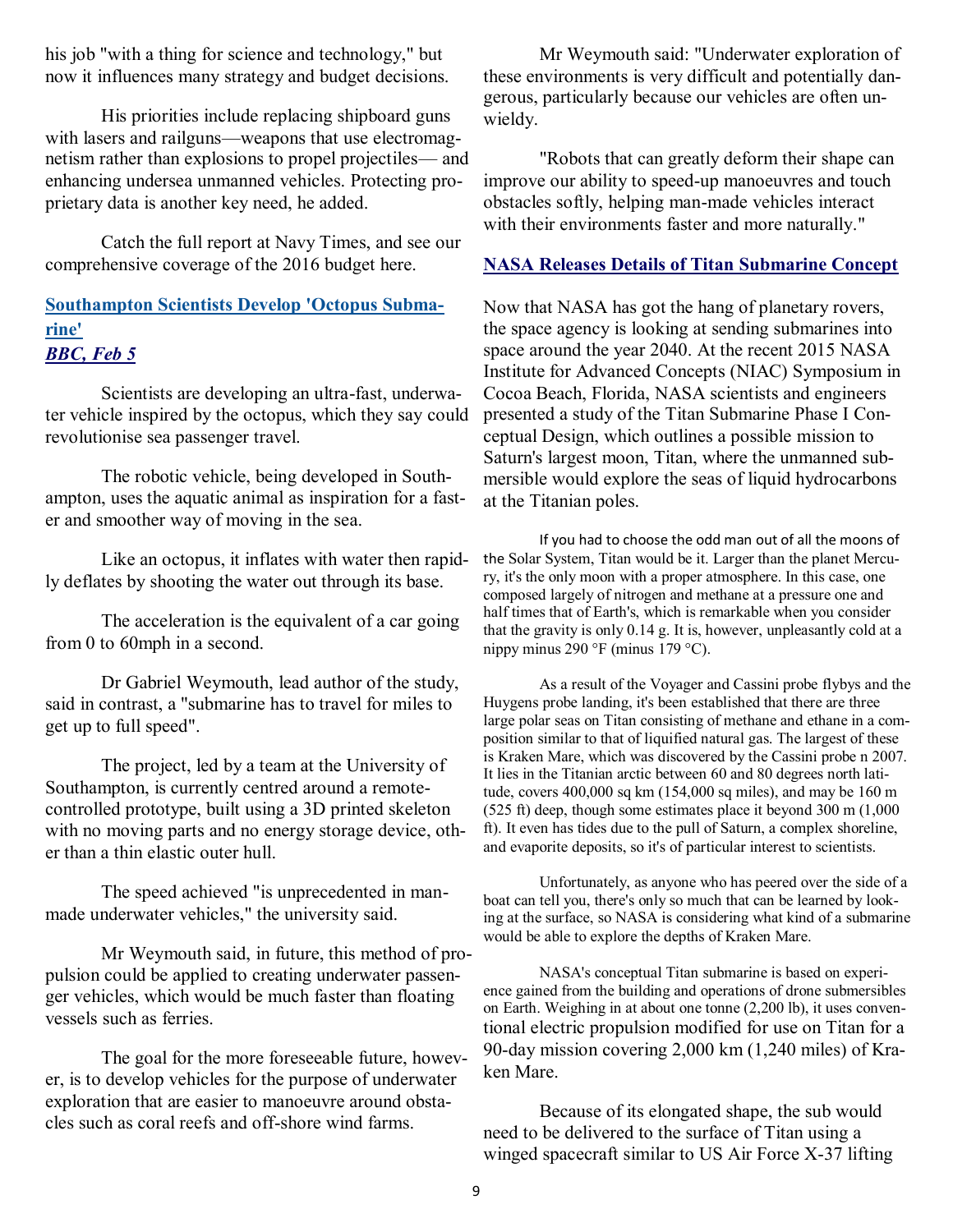his job "with a thing for science and technology," but now it influences many strategy and budget decisions.

His priorities include replacing shipboard guns with lasers and railguns—weapons that use electromagnetism rather than explosions to propel projectiles— and enhancing undersea unmanned vehicles. Protecting proprietary data is another key need, he added.

Catch the full report at Navy Times, and see our comprehensive coverage of the 2016 budget here.

### Southampton Scientists Develop 'Octopus Submarine'

***BBC, Feb 5***

Scientists are developing an ultra-fast, underwater vehicle inspired by the octopus, which they say could revolutionise sea passenger travel.

The robotic vehicle, being developed in Southampton, uses the aquatic animal as inspiration for a faster and smoother way of moving in the sea.

Like an octopus, it inflates with water then rapidly deflates by shooting the water out through its base.

The acceleration is the equivalent of a car going from 0 to 60mph in a second.

Dr Gabriel Weymouth, lead author of the study, said in contrast, a "submarine has to travel for miles to get up to full speed".

The project, led by a team at the University of Southampton, is currently centred around a remote-controlled prototype, built using a 3D printed skeleton with no moving parts and no energy storage device, other than a thin elastic outer hull.

The speed achieved "is unprecedented in man-made underwater vehicles," the university said.

Mr Weymouth said, in future, this method of propulsion could be applied to creating underwater passenger vehicles, which would be much faster than floating vessels such as ferries.

The goal for the more foreseeable future, however, is to develop vehicles for the purpose of underwater exploration that are easier to manoeuvre around obstacles such as coral reefs and off-shore wind farms.

Mr Weymouth said: "Underwater exploration of these environments is very difficult and potentially dangerous, particularly because our vehicles are often unwieldy.

"Robots that can greatly deform their shape can improve our ability to speed-up manoeuvres and touch obstacles softly, helping man-made vehicles interact with their environments faster and more naturally."

### NASA Releases Details of Titan Submarine Concept

Now that NASA has got the hang of planetary rovers, the space agency is looking at sending submarines into space around the year 2040. At the recent 2015 NASA Institute for Advanced Concepts (NIAC) Symposium in Cocoa Beach, Florida, NASA scientists and engineers presented a study of the Titan Submarine Phase I Conceptual Design, which outlines a possible mission to Saturn's largest moon, Titan, where the unmanned submersible would explore the seas of liquid hydrocarbons at the Titanian poles.

If you had to choose the odd man out of all the moons of the Solar System, Titan would be it. Larger than the planet Mercury, it's the only moon with a proper atmosphere. In this case, one composed largely of nitrogen and methane at a pressure one and half times that of Earth's, which is remarkable when you consider that the gravity is only 0.14 g. It is, however, unpleasantly cold at a nippy minus 290 °F (minus 179 °C).

As a result of the Voyager and Cassini probe flybys and the Huygens probe landing, it's been established that there are three large polar seas on Titan consisting of methane and ethane in a composition similar to that of liquified natural gas. The largest of these is Kraken Mare, which was discovered by the Cassini probe n 2007. It lies in the Titanian arctic between 60 and 80 degrees north latitude, covers 400,000 sq km (154,000 sq miles), and may be 160 m (525 ft) deep, though some estimates place it beyond 300 m (1,000 ft). It even has tides due to the pull of Saturn, a complex shoreline, and evaporite deposits, so it's of particular interest to scientists.

Unfortunately, as anyone who has peered over the side of a boat can tell you, there's only so much that can be learned by looking at the surface, so NASA is considering what kind of a submarine would be able to explore the depths of Kraken Mare.

NASA's conceptual Titan submarine is based on experience gained from the building and operations of drone submersibles on Earth. Weighing in at about one tonne (2,200 lb), it uses conventional electric propulsion modified for use on Titan for a 90-day mission covering 2,000 km (1,240 miles) of Kraken Mare.

Because of its elongated shape, the sub would need to be delivered to the surface of Titan using a winged spacecraft similar to US Air Force X-37 lifting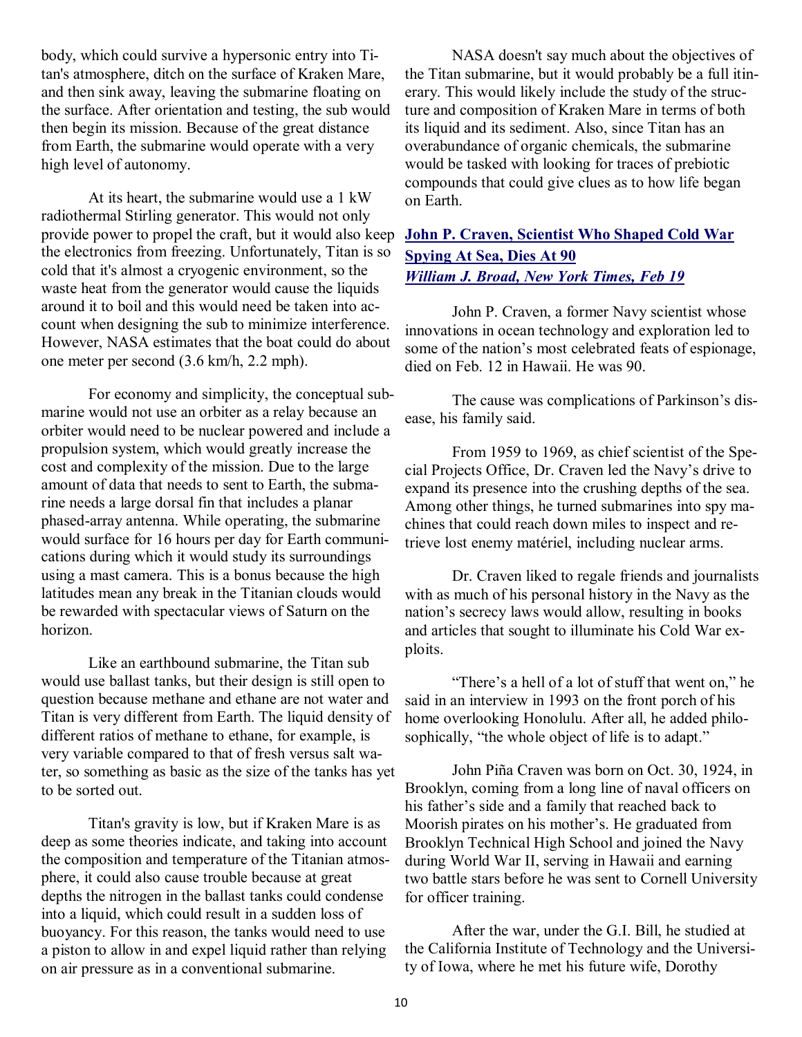body, which could survive a hypersonic entry into Titan's atmosphere, ditch on the surface of Kraken Mare, and then sink away, leaving the submarine floating on the surface. After orientation and testing, the sub would then begin its mission. Because of the great distance from Earth, the submarine would operate with a very high level of autonomy.

At its heart, the submarine would use a 1 kW radiothermal Stirling generator. This would not only provide power to propel the craft, but it would also keep the electronics from freezing. Unfortunately, Titan is so cold that it's almost a cryogenic environment, so the waste heat from the generator would cause the liquids around it to boil and this would need be taken into account when designing the sub to minimize interference. However, NASA estimates that the boat could do about one meter per second (3.6 km/h, 2.2 mph).

For economy and simplicity, the conceptual submarine would not use an orbiter as a relay because an orbiter would need to be nuclear powered and include a propulsion system, which would greatly increase the cost and complexity of the mission. Due to the large amount of data that needs to sent to Earth, the submarine needs a large dorsal fin that includes a planar phased-array antenna. While operating, the submarine would surface for 16 hours per day for Earth communications during which it would study its surroundings using a mast camera. This is a bonus because the high latitudes mean any break in the Titanian clouds would be rewarded with spectacular views of Saturn on the horizon.

Like an earthbound submarine, the Titan sub would use ballast tanks, but their design is still open to question because methane and ethane are not water and Titan is very different from Earth. The liquid density of different ratios of methane to ethane, for example, is very variable compared to that of fresh versus salt water, so something as basic as the size of the tanks has yet to be sorted out.

Titan's gravity is low, but if Kraken Mare is as deep as some theories indicate, and taking into account the composition and temperature of the Titanian atmosphere, it could also cause trouble because at great depths the nitrogen in the ballast tanks could condense into a liquid, which could result in a sudden loss of buoyancy. For this reason, the tanks would need to use a piston to allow in and expel liquid rather than relying on air pressure as in a conventional submarine.

NASA doesn't say much about the objectives of the Titan submarine, but it would probably be a full itinerary. This would likely include the study of the structure and composition of Kraken Mare in terms of both its liquid and its sediment. Also, since Titan has an overabundance of organic chemicals, the submarine would be tasked with looking for traces of prebiotic compounds that could give clues as to how life began on Earth.

## John P. Craven, Scientist Who Shaped Cold War Spying At Sea, Dies At 90

***William J. Broad, New York Times, Feb 19***

John P. Craven, a former Navy scientist whose innovations in ocean technology and exploration led to some of the nation's most celebrated feats of espionage, died on Feb. 12 in Hawaii. He was 90.

The cause was complications of Parkinson's disease, his family said.

From 1959 to 1969, as chief scientist of the Special Projects Office, Dr. Craven led the Navy's drive to expand its presence into the crushing depths of the sea. Among other things, he turned submarines into spy machines that could reach down miles to inspect and retrieve lost enemy matériel, including nuclear arms.

Dr. Craven liked to regale friends and journalists with as much of his personal history in the Navy as the nation's secrecy laws would allow, resulting in books and articles that sought to illuminate his Cold War exploits.

"There's a hell of a lot of stuff that went on," he said in an interview in 1993 on the front porch of his home overlooking Honolulu. After all, he added philosophically, "the whole object of life is to adapt."

John Piña Craven was born on Oct. 30, 1924, in Brooklyn, coming from a long line of naval officers on his father's side and a family that reached back to Moorish pirates on his mother's. He graduated from Brooklyn Technical High School and joined the Navy during World War II, serving in Hawaii and earning two battle stars before he was sent to Cornell University for officer training.

After the war, under the G.I. Bill, he studied at the California Institute of Technology and the University of Iowa, where he met his future wife, Dorothy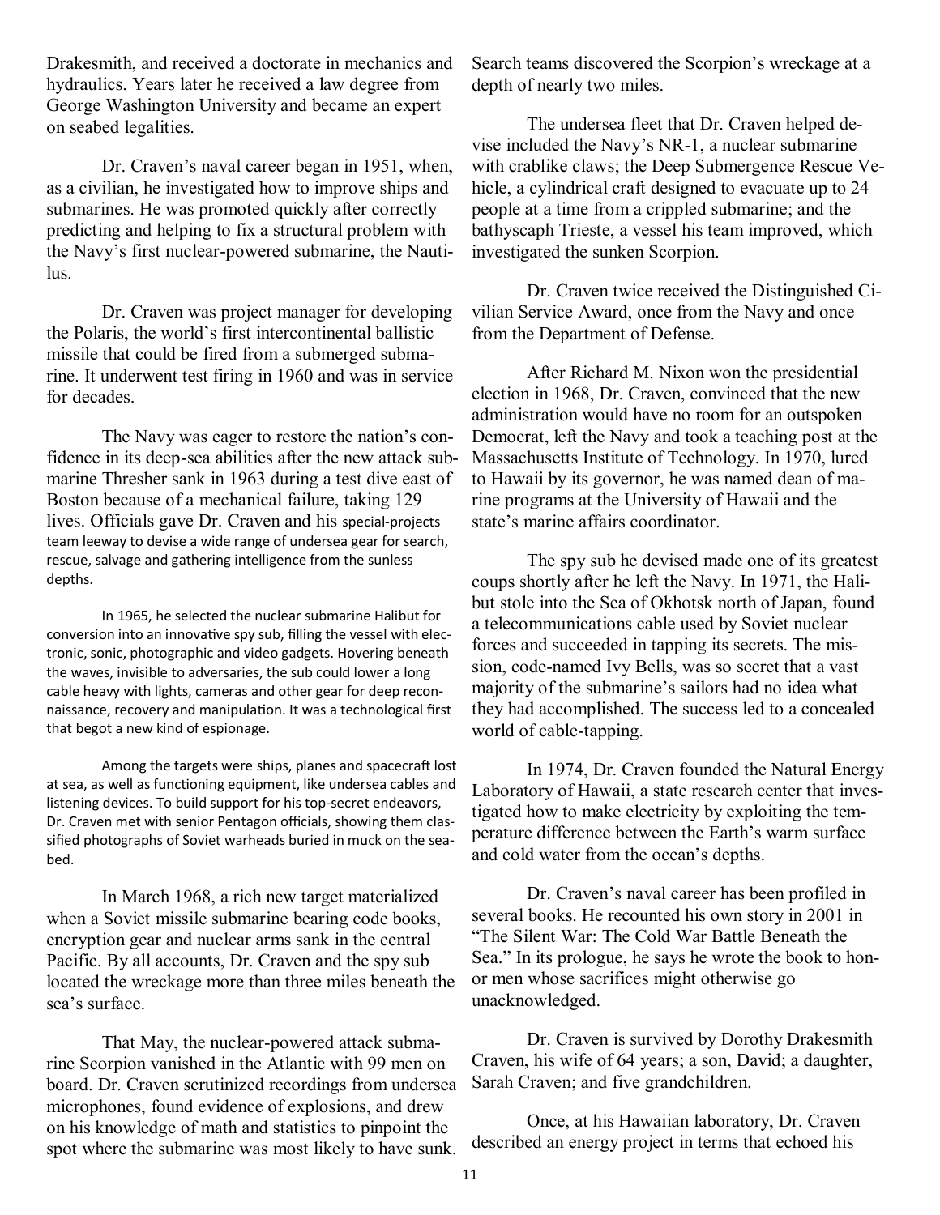Drakesmith, and received a doctorate in mechanics and hydraulics. Years later he received a law degree from George Washington University and became an expert on seabed legalities.

Dr. Craven's naval career began in 1951, when, as a civilian, he investigated how to improve ships and submarines. He was promoted quickly after correctly predicting and helping to fix a structural problem with the Navy's first nuclear-powered submarine, the Nautilus.

Dr. Craven was project manager for developing the Polaris, the world's first intercontinental ballistic missile that could be fired from a submerged submarine. It underwent test firing in 1960 and was in service for decades.

The Navy was eager to restore the nation's confidence in its deep-sea abilities after the new attack submarine Thresher sank in 1963 during a test dive east of Boston because of a mechanical failure, taking 129 lives. Officials gave Dr. Craven and his special-projects team leeway to devise a wide range of undersea gear for search, rescue, salvage and gathering intelligence from the sunless depths.

In 1965, he selected the nuclear submarine Halibut for conversion into an innovative spy sub, filling the vessel with electronic, sonic, photographic and video gadgets. Hovering beneath the waves, invisible to adversaries, the sub could lower a long cable heavy with lights, cameras and other gear for deep reconnaissance, recovery and manipulation. It was a technological first that begot a new kind of espionage.

Among the targets were ships, planes and spacecraft lost at sea, as well as functioning equipment, like undersea cables and listening devices. To build support for his top-secret endeavors, Dr. Craven met with senior Pentagon officials, showing them classified photographs of Soviet warheads buried in muck on the seabed.

In March 1968, a rich new target materialized when a Soviet missile submarine bearing code books, encryption gear and nuclear arms sank in the central Pacific. By all accounts, Dr. Craven and the spy sub located the wreckage more than three miles beneath the sea's surface.

That May, the nuclear-powered attack submarine Scorpion vanished in the Atlantic with 99 men on board. Dr. Craven scrutinized recordings from undersea microphones, found evidence of explosions, and drew on his knowledge of math and statistics to pinpoint the spot where the submarine was most likely to have sunk. Search teams discovered the Scorpion's wreckage at a depth of nearly two miles.

The undersea fleet that Dr. Craven helped devise included the Navy's NR-1, a nuclear submarine with crablike claws; the Deep Submergence Rescue Vehicle, a cylindrical craft designed to evacuate up to 24 people at a time from a crippled submarine; and the bathyscaph Trieste, a vessel his team improved, which investigated the sunken Scorpion.

Dr. Craven twice received the Distinguished Civilian Service Award, once from the Navy and once from the Department of Defense.

After Richard M. Nixon won the presidential election in 1968, Dr. Craven, convinced that the new administration would have no room for an outspoken Democrat, left the Navy and took a teaching post at the Massachusetts Institute of Technology. In 1970, lured to Hawaii by its governor, he was named dean of marine programs at the University of Hawaii and the state's marine affairs coordinator.

The spy sub he devised made one of its greatest coups shortly after he left the Navy. In 1971, the Halibut stole into the Sea of Okhotsk north of Japan, found a telecommunications cable used by Soviet nuclear forces and succeeded in tapping its secrets. The mission, code-named Ivy Bells, was so secret that a vast majority of the submarine's sailors had no idea what they had accomplished. The success led to a concealed world of cable-tapping.

In 1974, Dr. Craven founded the Natural Energy Laboratory of Hawaii, a state research center that investigated how to make electricity by exploiting the temperature difference between the Earth's warm surface and cold water from the ocean's depths.

Dr. Craven's naval career has been profiled in several books. He recounted his own story in 2001 in "The Silent War: The Cold War Battle Beneath the Sea." In its prologue, he says he wrote the book to honor men whose sacrifices might otherwise go unacknowledged.

Dr. Craven is survived by Dorothy Drakesmith Craven, his wife of 64 years; a son, David; a daughter, Sarah Craven; and five grandchildren.

Once, at his Hawaiian laboratory, Dr. Craven described an energy project in terms that echoed his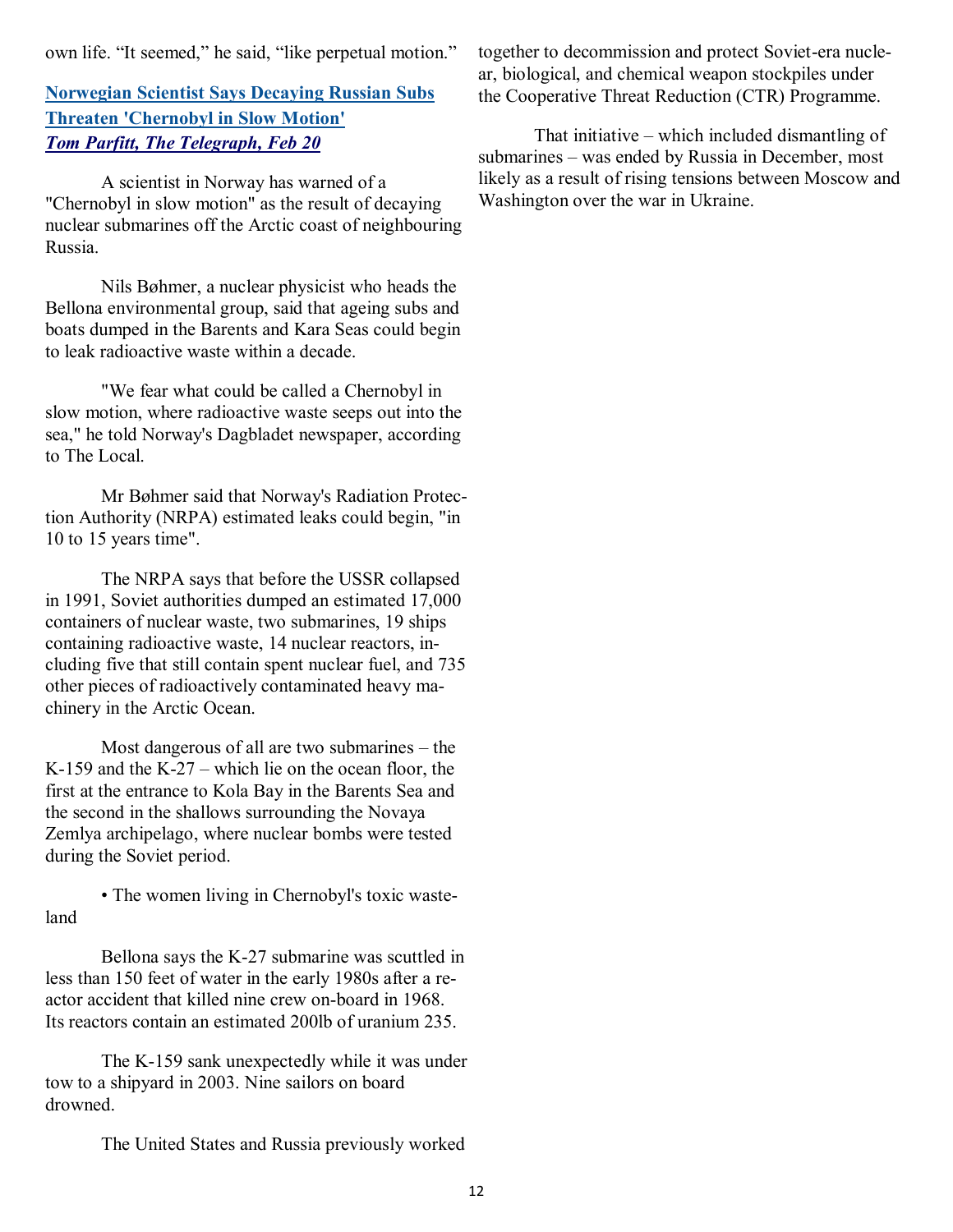own life. “It seemed,” he said, “like perpetual motion.”

## Norwegian Scientist Says Decaying Russian Subs Threaten 'Chernobyl in Slow Motion'

***Tom Parfitt, The Telegraph, Feb 20***

A scientist in Norway has warned of a "Chernobyl in slow motion" as the result of decaying nuclear submarines off the Arctic coast of neighbouring Russia.

Nils Bøhmer, a nuclear physicist who heads the Bellona environmental group, said that ageing subs and boats dumped in the Barents and Kara Seas could begin to leak radioactive waste within a decade.

"We fear what could be called a Chernobyl in slow motion, where radioactive waste seeps out into the sea," he told Norway's Dagbladet newspaper, according to The Local.

Mr Bøhmer said that Norway's Radiation Protection Authority (NRPA) estimated leaks could begin, "in 10 to 15 years time".

The NRPA says that before the USSR collapsed in 1991, Soviet authorities dumped an estimated 17,000 containers of nuclear waste, two submarines, 19 ships containing radioactive waste, 14 nuclear reactors, including five that still contain spent nuclear fuel, and 735 other pieces of radioactively contaminated heavy machinery in the Arctic Ocean.

Most dangerous of all are two submarines – the K-159 and the K-27 – which lie on the ocean floor, the first at the entrance to Kola Bay in the Barents Sea and the second in the shallows surrounding the Novaya Zemlya archipelago, where nuclear bombs were tested during the Soviet period.

• The women living in Chernobyl's toxic wasteland

Bellona says the K-27 submarine was scuttled in less than 150 feet of water in the early 1980s after a reactor accident that killed nine crew on-board in 1968. Its reactors contain an estimated 200lb of uranium 235.

The K-159 sank unexpectedly while it was under tow to a shipyard in 2003. Nine sailors on board drowned.

The United States and Russia previously worked together to decommission and protect Soviet-era nuclear, biological, and chemical weapon stockpiles under the Cooperative Threat Reduction (CTR) Programme.

That initiative – which included dismantling of submarines – was ended by Russia in December, most likely as a result of rising tensions between Moscow and Washington over the war in Ukraine.